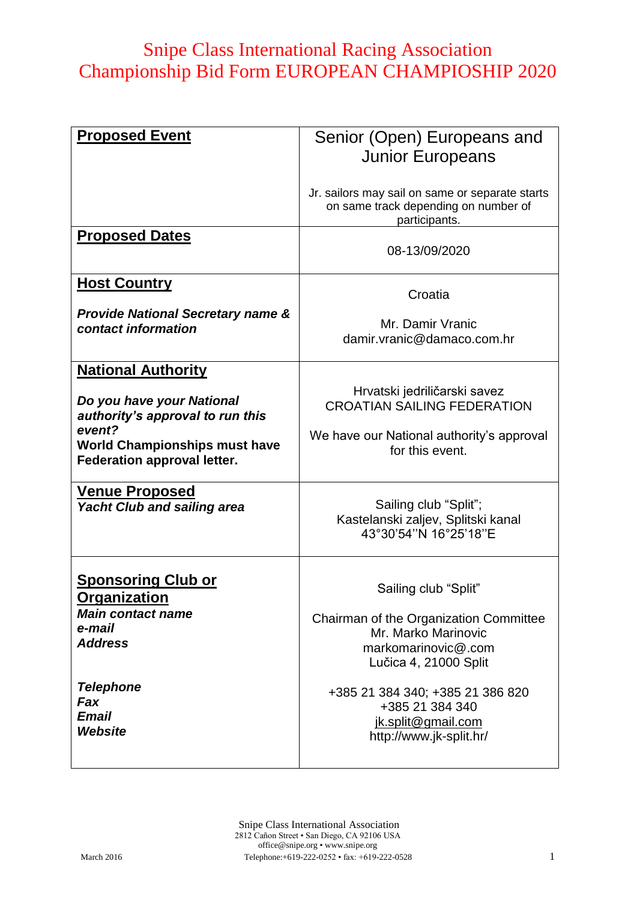# Snipe Class International Racing Association
# Championship Bid Form EUROPEAN CHAMPIOSHIP 2020

| | |
|---|---|
| **Proposed Event** | Senior (Open) Europeans and Junior Europeans<br><br>Jr. sailors may sail on same or separate starts on same track depending on number of participants. |
| **Proposed Dates** | 08-13/09/2020 |
| **Host Country**<br><br>***Provide National Secretary name & contact information*** | Croatia<br><br>Mr. Damir Vranic<br>damir.vranic@damaco.com.hr |
| **National Authority**<br><br>***Do you have your National authority's approval to run this event?***<br>**World Championships must have Federation approval letter.** | Hrvatski jedriličarski savez<br>CROATIAN SAILING FEDERATION<br><br>We have our National authority's approval for this event. |
| **Venue Proposed**<br>***Yacht Club and sailing area*** | Sailing club "Split";<br>Kastelanski zaljev, Splitski kanal<br>43°30'54''N 16°25'18''E |
| **Sponsoring Club or Organization**<br>***Main contact name***<br>***e-mail***<br>***Address***<br><br>***Telephone***<br>***Fax***<br>***Email***<br>***Website*** | Sailing club "Split"<br><br>Chairman of the Organization Committee<br>Mr. Marko Marinovic<br>markomarinovic@.com<br>Lučica 4, 21000 Split<br><br>+385 21 384 340; +385 21 386 820<br>+385 21 384 340<br>jk.split@gmail.com<br>http://www.jk-split.hr/ |

Snipe Class International Association
2812 Cañon Street • San Diego, CA 92106 USA
office@snipe.org • www.snipe.org
Telephone:+619-222-0252 • fax: +619-222-0528

March 2016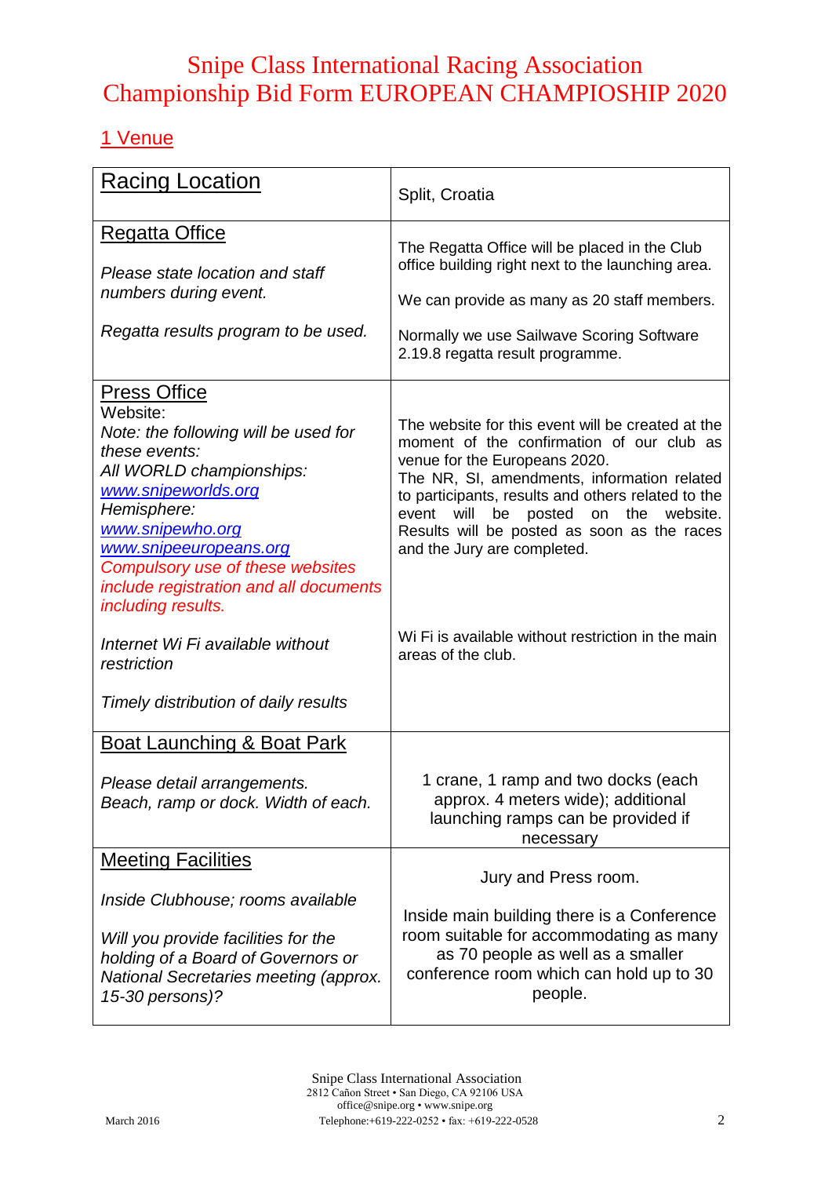# Snipe Class International Racing Association
# Championship Bid Form EUROPEAN CHAMPIOSHIP 2020

## 1 Venue

| Racing Location | Split, Croatia |
|---|---|
| Regatta Office<br><br>*Please state location and staff numbers during event.*<br><br>*Regatta results program to be used.* | The Regatta Office will be placed in the Club office building right next to the launching area.<br><br>We can provide as many as 20 staff members.<br><br>Normally we use Sailwave Scoring Software 2.19.8 regatta result programme. |
| Press Office<br>Website:<br>*Note: the following will be used for these events:*<br>*All WORLD championships:*<br>*www.snipeworlds.org*<br>*Hemisphere:*<br>*www.snipewho.org*<br>*www.snipeeuropeans.org*<br>*Compulsory use of these websites include registration and all documents including results.*<br><br>*Internet Wi Fi available without restriction*<br><br>*Timely distribution of daily results* | The website for this event will be created at the moment of the confirmation of our club as venue for the Europeans 2020.<br>The NR, SI, amendments, information related to participants, results and others related to the event will be posted on the website. Results will be posted as soon as the races and the Jury are completed.<br><br>Wi Fi is available without restriction in the main areas of the club. |
| Boat Launching & Boat Park<br><br>*Please detail arrangements. Beach, ramp or dock. Width of each.* | 1 crane, 1 ramp and two docks (each approx. 4 meters wide); additional launching ramps can be provided if necessary |
| Meeting Facilities<br><br>*Inside Clubhouse; rooms available*<br><br>*Will you provide facilities for the holding of a Board of Governors or National Secretaries meeting (approx. 15-30 persons)?* | Jury and Press room.<br><br>Inside main building there is a Conference room suitable for accommodating as many as 70 people as well as a smaller conference room which can hold up to 30 people. |

Snipe Class International Association
2812 Cañon Street • San Diego, CA 92106 USA
office@snipe.org • www.snipe.org
Telephone:+619-222-0252 • fax: +619-222-0528

March 2016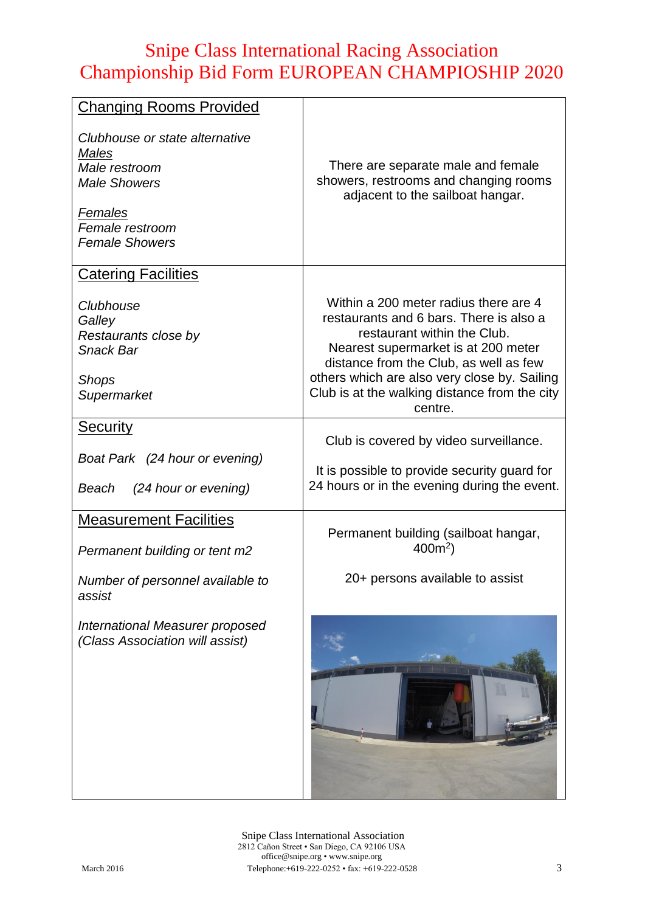# Snipe Class International Racing Association
# Championship Bid Form EUROPEAN CHAMPIOSHIP 2020

| | |
|---|---|
| <u>Changing Rooms Provided</u><br><br>*Clubhouse or state alternative*<br>*<u>Males</u>*<br>*Male restroom*<br>*Male Showers*<br><br>*<u>Females</u>*<br>*Female restroom*<br>*Female Showers* | There are separate male and female showers, restrooms and changing rooms adjacent to the sailboat hangar. |
| <u>Catering Facilities</u><br><br>*Clubhouse*<br>*Galley*<br>*Restaurants close by*<br>*Snack Bar*<br><br>*Shops*<br>*Supermarket* | Within a 200 meter radius there are 4 restaurants and 6 bars. There is also a restaurant within the Club.<br>Nearest supermarket is at 200 meter distance from the Club, as well as few others which are also very close by. Sailing Club is at the walking distance from the city centre. |
| <u>Security</u><br><br>*Boat Park (24 hour or evening)*<br><br>*Beach (24 hour or evening)* | Club is covered by video surveillance.<br><br>It is possible to provide security guard for 24 hours or in the evening during the event. |
| <u>Measurement Facilities</u><br><br>*Permanent building or tent m2*<br><br>*Number of personnel available to assist*<br><br>*International Measurer proposed (Class Association will assist)* | Permanent building (sailboat hangar, $400m^2$)<br><br>20+ persons available to assist |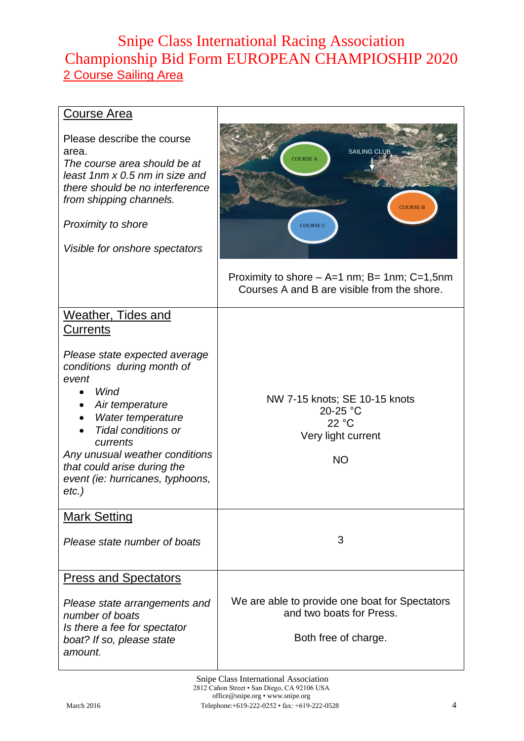# Snipe Class International Racing Association
# Championship Bid Form EUROPEAN CHAMPIOSHIP 2020
## 2 Course Sailing Area

| Course Area | |
|---|---|
| Please describe the course area.<br>*The course area should be at least 1nm x 0.5 nm in size and there should be no interference from shipping channels.*<br><br>*Proximity to shore*<br><br>*Visible for onshore spectators* | COURSE A<br>SAILING CLUB<br>COURSE B<br>COURSE C<br><br>Proximity to shore – A=1 nm; B= 1nm; C=1,5nm<br>Courses A and B are visible from the shore. |
| **Weather, Tides and Currents**<br><br>*Please state expected average conditions during month of event*<br>• *Wind*<br>• *Air temperature*<br>• *Water temperature*<br>• *Tidal conditions or currents*<br>*Any unusual weather conditions that could arise during the event (ie: hurricanes, typhoons, etc.)* | NW 7-15 knots; SE 10-15 knots<br>20-25 °C<br>22 °C<br>Very light current<br><br>NO |
| **Mark Setting**<br><br>*Please state number of boats* | 3 |
| **Press and Spectators**<br><br>*Please state arrangements and number of boats*<br>*Is there a fee for spectator boat? If so, please state amount.* | We are able to provide one boat for Spectators and two boats for Press.<br><br>Both free of charge. |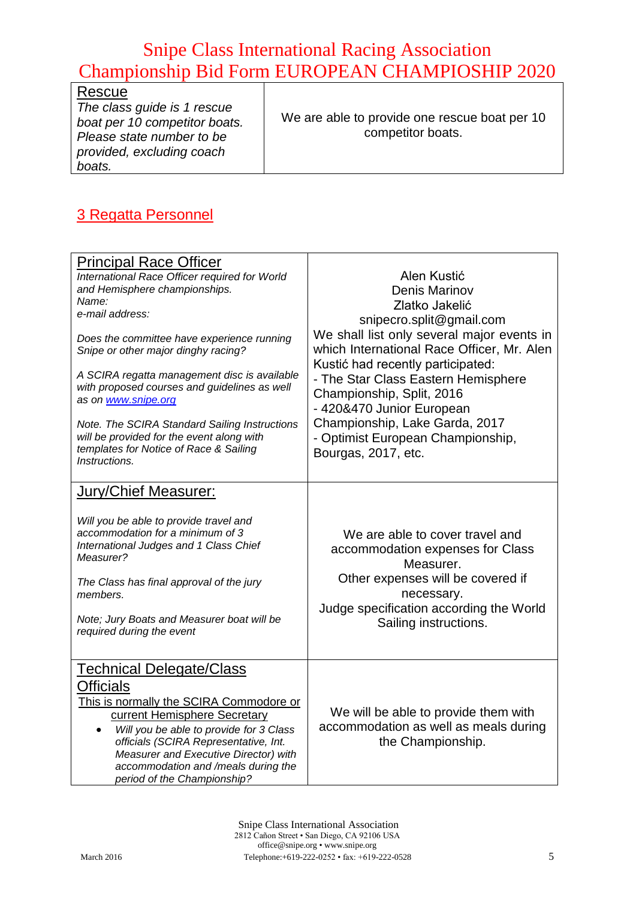# Snipe Class International Racing Association Championship Bid Form EUROPEAN CHAMPIOSHIP 2020

| Rescue<br>*The class guide is 1 rescue boat per 10 competitor boats. Please state number to be provided, excluding coach boats.* | We are able to provide one rescue boat per 10 competitor boats. |
|---|---|

## 3 Regatta Personnel

| | |
|---|---|
| Principal Race Officer<br>*International Race Officer required for World and Hemisphere championships.*<br>*Name:*<br>*e-mail address:*<br><br>*Does the committee have experience running Snipe or other major dinghy racing?*<br><br>*A SCIRA regatta management disc is available with proposed courses and guidelines as well as on [www.snipe.org](www.snipe.org)*<br><br>*Note. The SCIRA Standard Sailing Instructions will be provided for the event along with templates for Notice of Race & Sailing Instructions.* | Alen Kustić<br>Denis Marinov<br>Zlatko Jakelić<br>snipecro.split@gmail.com<br>We shall list only several major events in which International Race Officer, Mr. Alen Kustić had recently participated:<br>- The Star Class Eastern Hemisphere Championship, Split, 2016<br>- 420&470 Junior European Championship, Lake Garda, 2017<br>- Optimist European Championship, Bourgas, 2017, etc. |
| Jury/Chief Measurer:<br><br>*Will you be able to provide travel and accommodation for a minimum of 3 International Judges and 1 Class Chief Measurer?*<br><br>*The Class has final approval of the jury members.*<br><br>*Note; Jury Boats and Measurer boat will be required during the event* | We are able to cover travel and accommodation expenses for Class Measurer.<br>Other expenses will be covered if necessary.<br>Judge specification according the World Sailing instructions. |
| Technical Delegate/Class Officials<br>This is normally the SCIRA Commodore or current Hemisphere Secretary<br>• *Will you be able to provide for 3 Class officials (SCIRA Representative, Int. Measurer and Executive Director) with accommodation and /meals during the period of the Championship?* | We will be able to provide them with accommodation as well as meals during the Championship. |

Snipe Class International Association
2812 Cañon Street • San Diego, CA 92106 USA
office@snipe.org • www.snipe.org
Telephone:+619-222-0252 • fax: +619-222-0528

March 2016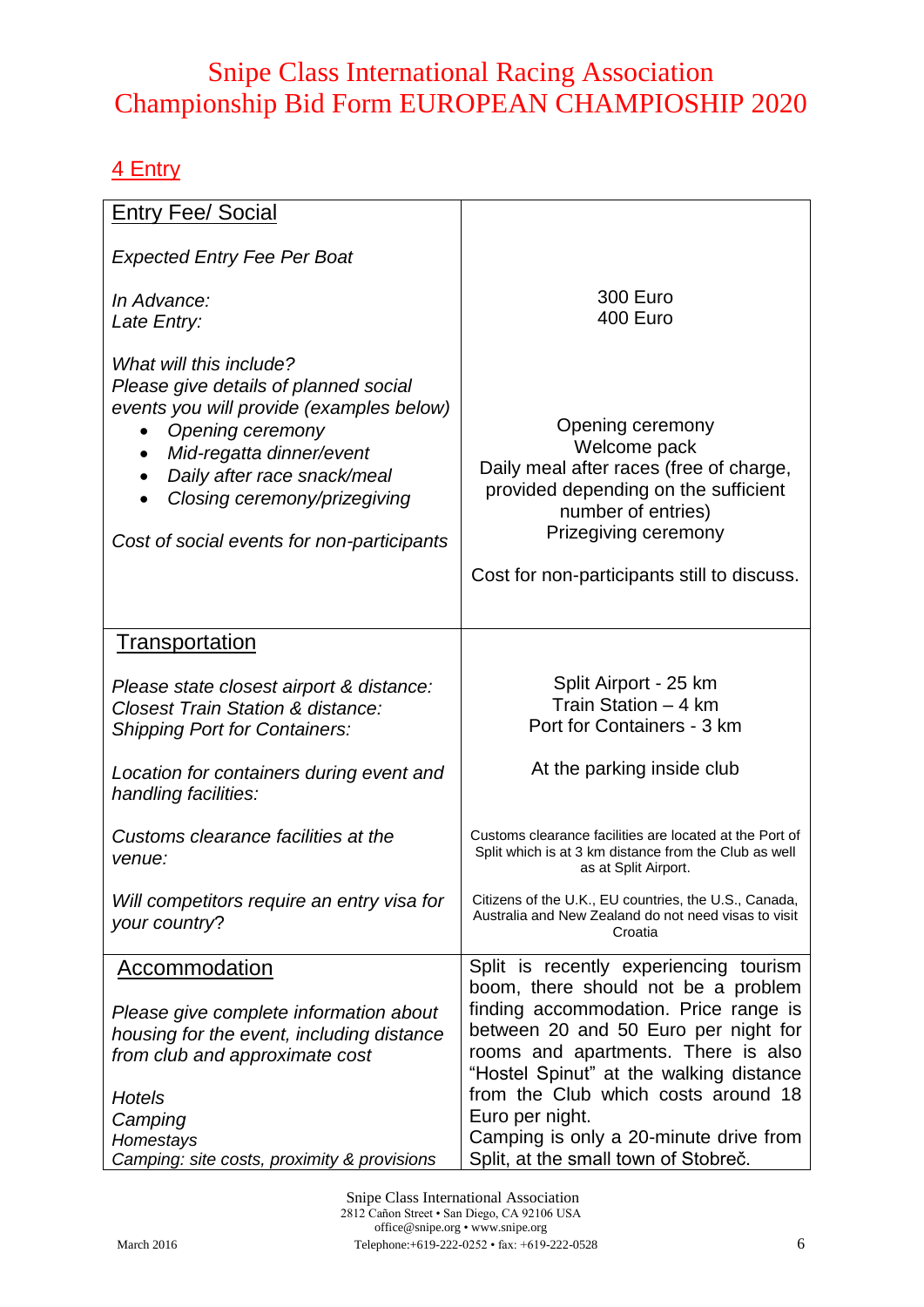# Snipe Class International Racing Association
# Championship Bid Form EUROPEAN CHAMPIOSHIP 2020

## 4 Entry

| | |
|---|---|
| Entry Fee/ Social<br><br>*Expected Entry Fee Per Boat*<br><br>*In Advance:*<br>*Late Entry:*<br><br>*What will this include?*<br>*Please give details of planned social events you will provide (examples below)*<br>• *Opening ceremony*<br>• *Mid-regatta dinner/event*<br>• *Daily after race snack/meal*<br>• *Closing ceremony/prizegiving*<br><br>*Cost of social events for non-participants* | 300 Euro<br>400 Euro<br><br>Opening ceremony<br>Welcome pack<br>Daily meal after races (free of charge, provided depending on the sufficient number of entries)<br>Prizegiving ceremony<br><br>Cost for non-participants still to discuss. |
| Transportation<br><br>*Please state closest airport & distance:*<br>*Closest Train Station & distance:*<br>*Shipping Port for Containers:*<br><br>*Location for containers during event and handling facilities:*<br><br>*Customs clearance facilities at the venue:*<br><br>*Will competitors require an entry visa for your country?* | Split Airport - 25 km<br>Train Station – 4 km<br>Port for Containers - 3 km<br><br>At the parking inside club<br><br>Customs clearance facilities are located at the Port of Split which is at 3 km distance from the Club as well as at Split Airport.<br><br>Citizens of the U.K., EU countries, the U.S., Canada, Australia and New Zealand do not need visas to visit Croatia |
| Accommodation<br><br>*Please give complete information about housing for the event, including distance from club and approximate cost*<br><br>*Hotels*<br>*Camping*<br>*Homestays*<br>*Camping: site costs, proximity & provisions* | Split is recently experiencing tourism boom, there should not be a problem finding accommodation. Price range is between 20 and 50 Euro per night for rooms and apartments. There is also "Hostel Spinut" at the walking distance from the Club which costs around 18 Euro per night.<br>Camping is only a 20-minute drive from Split, at the small town of Stobreč. |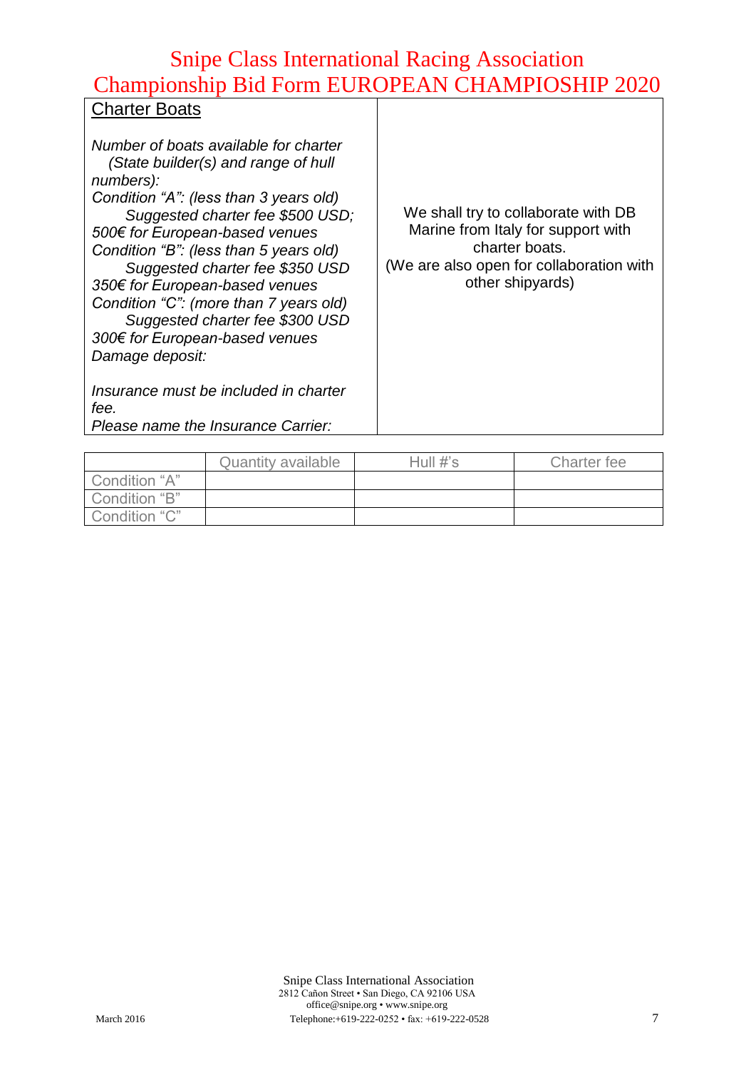# Snipe Class International Racing Association
# Championship Bid Form EUROPEAN CHAMPIOSHIP 2020

| Charter Boats | |
|---|---|
| *Number of boats available for charter (State builder(s) and range of hull numbers):*<br>*Condition "A": (less than 3 years old) Suggested charter fee $500 USD; 500€ for European-based venues*<br>*Condition "B": (less than 5 years old) Suggested charter fee $350 USD 350€ for European-based venues*<br>*Condition "C": (more than 7 years old) Suggested charter fee $300 USD 300€ for European-based venues*<br>*Damage deposit:*<br><br>*Insurance must be included in charter fee.*<br>*Please name the Insurance Carrier:* | We shall try to collaborate with DB Marine from Italy for support with charter boats.<br>(We are also open for collaboration with other shipyards) |

| | Quantity available | Hull #'s | Charter fee |
|---|---|---|---|
| Condition "A" | | | |
| Condition "B" | | | |
| Condition "C" | | | |

Snipe Class International Association
2812 Cañon Street • San Diego, CA 92106 USA
office@snipe.org • www.snipe.org
March 2016 Telephone:+619-222-0252 • fax: +619-222-0528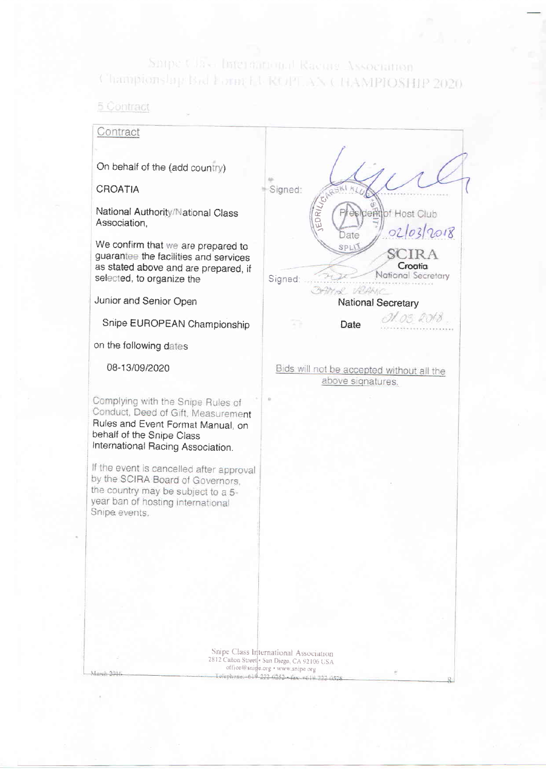## 5 Contract

| Contract | |
|---|---|
| On behalf of the (add country)<br><br>CROATIA<br><br>National Authority/National Class Association,<br><br>We confirm that we are prepared to guarantee the facilities and services as stated above and are prepared, if selected, to organize the<br><br>Junior and Senior Open<br><br>Snipe EUROPEAN Championship<br><br>on the following dates<br><br>08-13/09/2020<br><br>Complying with the Snipe Rules of Conduct, Deed of Gift, Measurement Rules and Event Format Manual, on behalf of the Snipe Class International Racing Association.<br><br>If the event is cancelled after approval by the SCIRA Board of Governors, the country may be subject to a 5-year ban of hosting international Snipe events. | Signed: ..........<br>President of Host Club<br>Date 02/03/2018<br><br>Signed: ..........<br>National Secretary<br>Date 01.03.2018<br><br>Bids will not be accepted without all the above signatures. |

Snipe Class International Association
2812 Cañon Street • San Diego, CA 92106 USA
office@snipe.org • www.snipe.org
Telephone: 619 222 0252 • fax: +619 222 0528

March 2016